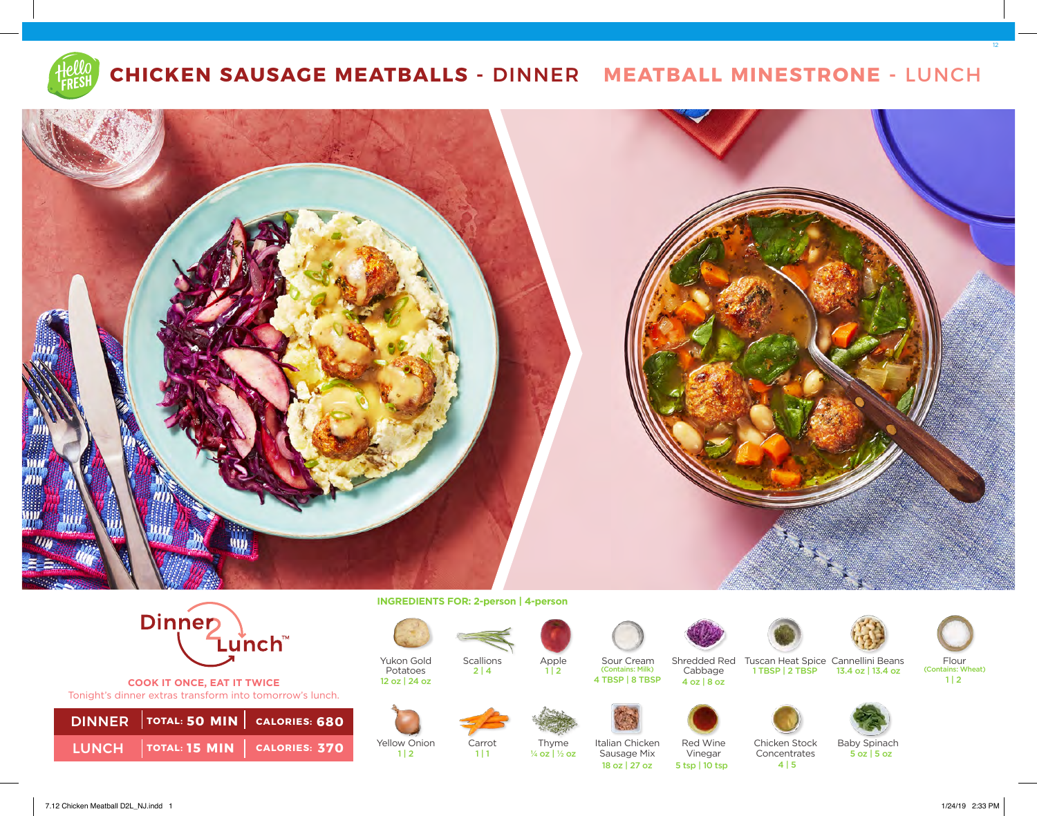# CHICKEN SAUSAGE MEATBALLS - DINNER   MEATBALL MINESTRONE - LUNCH

**Dinner 2 Lunch™**

**COOK IT ONCE, EAT IT TWICE**

Tonight's dinner extras transform into tomorrow's lunch.

| | | |
|---|---|---|
| **DINNER** | **TOTAL: 50 MIN** | **CALORIES: 680** |
| **LUNCH** | **TOTAL: 15 MIN** | **CALORIES: 370** |

**INGREDIENTS FOR: 2-person | 4-person**

| Ingredient | 2-person \| 4-person |
|---|---|
| Yukon Gold Potatoes | 12 oz \| 24 oz |
| Scallions | 2 \| 4 |
| Apple | 1 \| 2 |
| Sour Cream (Contains: Milk) | 4 TBSP \| 8 TBSP |
| Shredded Red Cabbage | 4 oz \| 8 oz |
| Tuscan Heat Spice | 1 TBSP \| 2 TBSP |
| Cannellini Beans | 13.4 oz \| 13.4 oz |
| Flour (Contains: Wheat) | 1 \| 2 |
| Yellow Onion | 1 \| 2 |
| Carrot | 1 \| 1 |
| Thyme | ¼ oz \| ½ oz |
| Italian Chicken Sausage Mix | 18 oz \| 27 oz |
| Red Wine Vinegar | 5 tsp \| 10 tsp |
| Chicken Stock Concentrates | 4 \| 5 |
| Baby Spinach | 5 oz \| 5 oz |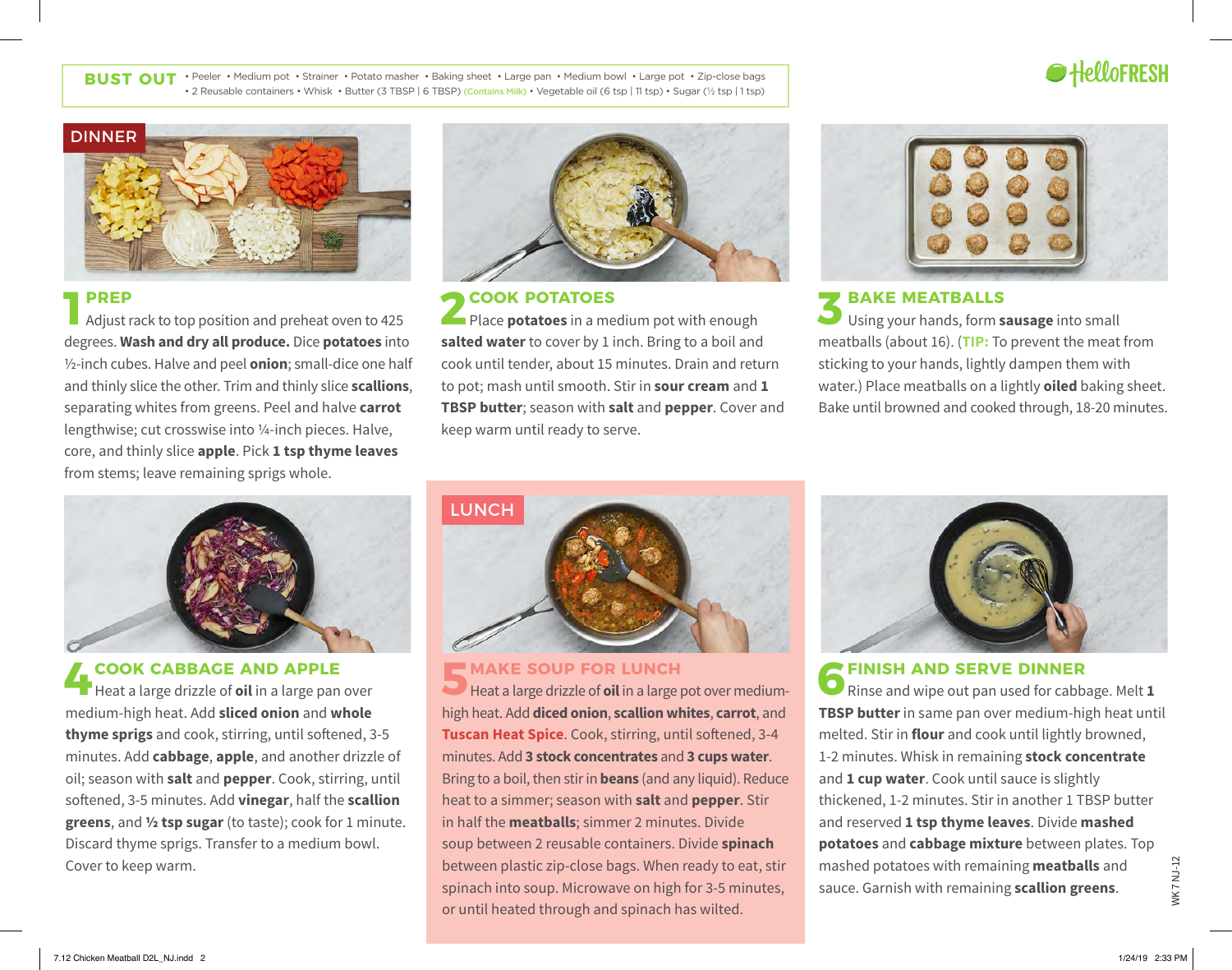**BUST OUT** • Peeler • Medium pot • Strainer • Potato masher • Baking sheet • Large pan • Medium bowl • Large pot • Zip-close bags • 2 Reusable containers • Whisk • Butter (3 TBSP | 6 TBSP) (Contains Milk) • Vegetable oil (6 tsp | 11 tsp) • Sugar (½ tsp | 1 tsp)

HelloFRESH

DINNER

## 1 PREP

Adjust rack to top position and preheat oven to 425 degrees. **Wash and dry all produce.** Dice **potatoes** into ½-inch cubes. Halve and peel **onion**; small-dice one half and thinly slice the other. Trim and thinly slice **scallions**, separating whites from greens. Peel and halve **carrot** lengthwise; cut crosswise into ¼-inch pieces. Halve, core, and thinly slice **apple**. Pick **1 tsp thyme leaves** from stems; leave remaining sprigs whole.

## 2 COOK POTATOES

Place **potatoes** in a medium pot with enough **salted water** to cover by 1 inch. Bring to a boil and cook until tender, about 15 minutes. Drain and return to pot; mash until smooth. Stir in **sour cream** and **1 TBSP butter**; season with **salt** and **pepper**. Cover and keep warm until ready to serve.

## 3 BAKE MEATBALLS

Using your hands, form **sausage** into small meatballs (about 16). (**TIP:** To prevent the meat from sticking to your hands, lightly dampen them with water.) Place meatballs on a lightly **oiled** baking sheet. Bake until browned and cooked through, 18-20 minutes.

## 4 COOK CABBAGE AND APPLE

Heat a large drizzle of **oil** in a large pan over medium-high heat. Add **sliced onion** and **whole thyme sprigs** and cook, stirring, until softened, 3-5 minutes. Add **cabbage**, **apple**, and another drizzle of oil; season with **salt** and **pepper**. Cook, stirring, until softened, 3-5 minutes. Add **vinegar**, half the **scallion greens**, and **½ tsp sugar** (to taste); cook for 1 minute. Discard thyme sprigs. Transfer to a medium bowl. Cover to keep warm.

LUNCH

## 5 MAKE SOUP FOR LUNCH

Heat a large drizzle of **oil** in a large pot over medium-high heat. Add **diced onion**, **scallion whites**, **carrot**, and **Tuscan Heat Spice**. Cook, stirring, until softened, 3-4 minutes. Add **3 stock concentrates** and **3 cups water**. Bring to a boil, then stir in **beans** (and any liquid). Reduce heat to a simmer; season with **salt** and **pepper**. Stir in half the **meatballs**; simmer 2 minutes. Divide soup between 2 reusable containers. Divide **spinach** between plastic zip-close bags. When ready to eat, stir spinach into soup. Microwave on high for 3-5 minutes, or until heated through and spinach has wilted.

## 6 FINISH AND SERVE DINNER

Rinse and wipe out pan used for cabbage. Melt **1 TBSP butter** in same pan over medium-high heat until melted. Stir in **flour** and cook until lightly browned, 1-2 minutes. Whisk in remaining **stock concentrate** and **1 cup water**. Cook until sauce is slightly thickened, 1-2 minutes. Stir in another 1 TBSP butter and reserved **1 tsp thyme leaves**. Divide **mashed potatoes** and **cabbage mixture** between plates. Top mashed potatoes with remaining **meatballs** and sauce. Garnish with remaining **scallion greens**.

WK 7 NJ-12